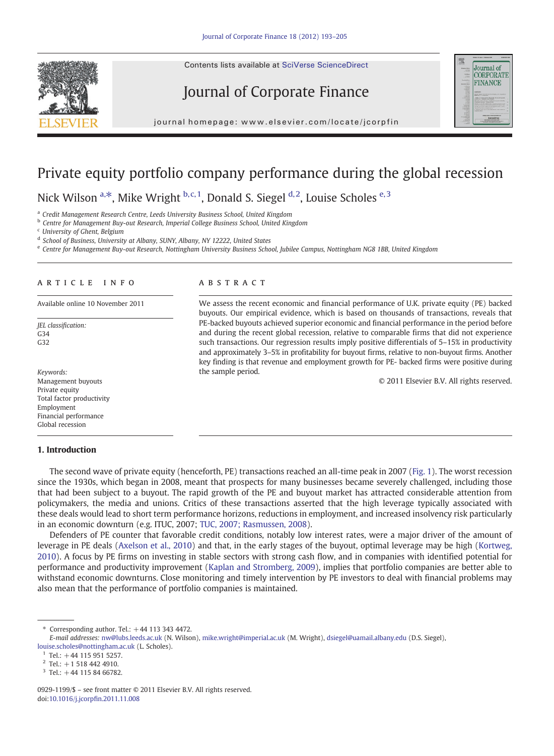# Private equity portfolio company performance during the global recession

Nick Wilson [a,*], Mike Wright [b,c,1], Donald S. Siegel [d,2], Louise Scholes [e,3]

[a] Credit Management Research Centre, Leeds University Business School, United Kingdom
[b] Centre for Management Buy-out Research, Imperial College Business School, United Kingdom
[c] University of Ghent, Belgium
[d] School of Business, University at Albany, SUNY, Albany, NY 12222, United States
[e] Centre for Management Buy-out Research, Nottingham University Business School, Jubilee Campus, Nottingham NG8 1BB, United Kingdom

## ARTICLE INFO

Available online 10 November 2011

*JEL classification:*
G34
G32

*Keywords:*
Management buyouts
Private equity
Total factor productivity
Employment
Financial performance
Global recession

## ABSTRACT

We assess the recent economic and financial performance of U.K. private equity (PE) backed buyouts. Our empirical evidence, which is based on thousands of transactions, reveals that PE-backed buyouts achieved superior economic and financial performance in the period before and during the recent global recession, relative to comparable firms that did not experience such transactions. Our regression results imply positive differentials of 5–15% in productivity and approximately 3–5% in profitability for buyout firms, relative to non-buyout firms. Another key finding is that revenue and employment growth for PE- backed firms were positive during the sample period.

© 2011 Elsevier B.V. All rights reserved.

## 1. Introduction

The second wave of private equity (henceforth, PE) transactions reached an all-time peak in 2007 (Fig. 1). The worst recession since the 1930s, which began in 2008, meant that prospects for many businesses became severely challenged, including those that had been subject to a buyout. The rapid growth of the PE and buyout market has attracted considerable attention from policymakers, the media and unions. Critics of these transactions asserted that the high leverage typically associated with these deals would lead to short term performance horizons, reductions in employment, and increased insolvency risk particularly in an economic downturn (e.g. ITUC, 2007; TUC, 2007; Rasmussen, 2008).

Defenders of PE counter that favorable credit conditions, notably low interest rates, were a major driver of the amount of leverage in PE deals (Axelson et al., 2010) and that, in the early stages of the buyout, optimal leverage may be high (Kortweg, 2010). A focus by PE firms on investing in stable sectors with strong cash flow, and in companies with identified potential for performance and productivity improvement (Kaplan and Stromberg, 2009), implies that portfolio companies are better able to withstand economic downturns. Close monitoring and timely intervention by PE investors to deal with financial problems may also mean that the performance of portfolio companies is maintained.

---

* Corresponding author. Tel.: +44 113 343 4472.
*E-mail addresses:* nw@lubs.leeds.ac.uk (N. Wilson), mike.wright@imperial.ac.uk (M. Wright), dsiegel@uamail.albany.edu (D.S. Siegel), louise.scholes@nottingham.ac.uk (L. Scholes).
[1] Tel.: +44 115 951 5257.
[2] Tel.: +1 518 442 4910.
[3] Tel.: +44 115 84 66782.

0929-1199/$ – see front matter © 2011 Elsevier B.V. All rights reserved.
doi:10.1016/j.jcorpfin.2011.11.008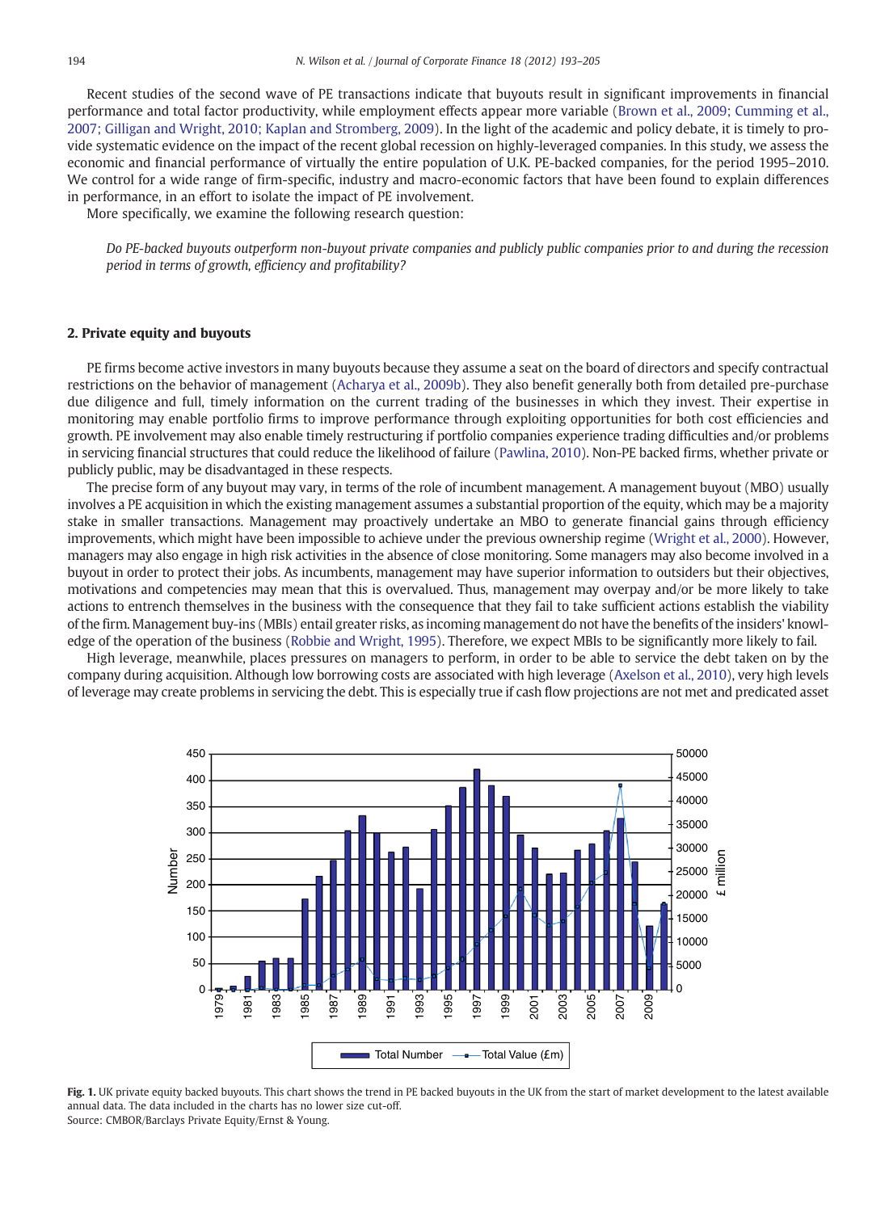Recent studies of the second wave of PE transactions indicate that buyouts result in significant improvements in financial performance and total factor productivity, while employment effects appear more variable (Brown et al., 2009; Cumming et al., 2007; Gilligan and Wright, 2010; Kaplan and Stromberg, 2009). In the light of the academic and policy debate, it is timely to provide systematic evidence on the impact of the recent global recession on highly-leveraged companies. In this study, we assess the economic and financial performance of virtually the entire population of U.K. PE-backed companies, for the period 1995–2010. We control for a wide range of firm-specific, industry and macro-economic factors that have been found to explain differences in performance, in an effort to isolate the impact of PE involvement.

More specifically, we examine the following research question:

*Do PE-backed buyouts outperform non-buyout private companies and publicly public companies prior to and during the recession period in terms of growth, efficiency and profitability?*

## 2. Private equity and buyouts

PE firms become active investors in many buyouts because they assume a seat on the board of directors and specify contractual restrictions on the behavior of management (Acharya et al., 2009b). They also benefit generally both from detailed pre-purchase due diligence and full, timely information on the current trading of the businesses in which they invest. Their expertise in monitoring may enable portfolio firms to improve performance through exploiting opportunities for both cost efficiencies and growth. PE involvement may also enable timely restructuring if portfolio companies experience trading difficulties and/or problems in servicing financial structures that could reduce the likelihood of failure (Pawlina, 2010). Non-PE backed firms, whether private or publicly public, may be disadvantaged in these respects.

The precise form of any buyout may vary, in terms of the role of incumbent management. A management buyout (MBO) usually involves a PE acquisition in which the existing management assumes a substantial proportion of the equity, which may be a majority stake in smaller transactions. Management may proactively undertake an MBO to generate financial gains through efficiency improvements, which might have been impossible to achieve under the previous ownership regime (Wright et al., 2000). However, managers may also engage in high risk activities in the absence of close monitoring. Some managers may also become involved in a buyout in order to protect their jobs. As incumbents, management may have superior information to outsiders but their objectives, motivations and competencies may mean that this is overvalued. Thus, management may overpay and/or be more likely to take actions to entrench themselves in the business with the consequence that they fail to take sufficient actions establish the viability of the firm. Management buy-ins (MBIs) entail greater risks, as incoming management do not have the benefits of the insiders' knowledge of the operation of the business (Robbie and Wright, 1995). Therefore, we expect MBIs to be significantly more likely to fail.

High leverage, meanwhile, places pressures on managers to perform, in order to be able to service the debt taken on by the company during acquisition. Although low borrowing costs are associated with high leverage (Axelson et al., 2010), very high levels of leverage may create problems in servicing the debt. This is especially true if cash flow projections are not met and predicated asset

Number
450
400
350
300
250
200
150
100
50
0

£ million
50000
45000
40000
35000
30000
25000
20000
15000
10000
5000
0

1979 1981 1983 1985 1987 1989 1991 1993 1995 1997 1999 2001 2003 2005 2007 2009

Total Number — Total Value (£m)

**Fig. 1.** UK private equity backed buyouts. This chart shows the trend in PE backed buyouts in the UK from the start of market development to the latest available annual data. The data included in the charts has no lower size cut-off.
Source: CMBOR/Barclays Private Equity/Ernst & Young.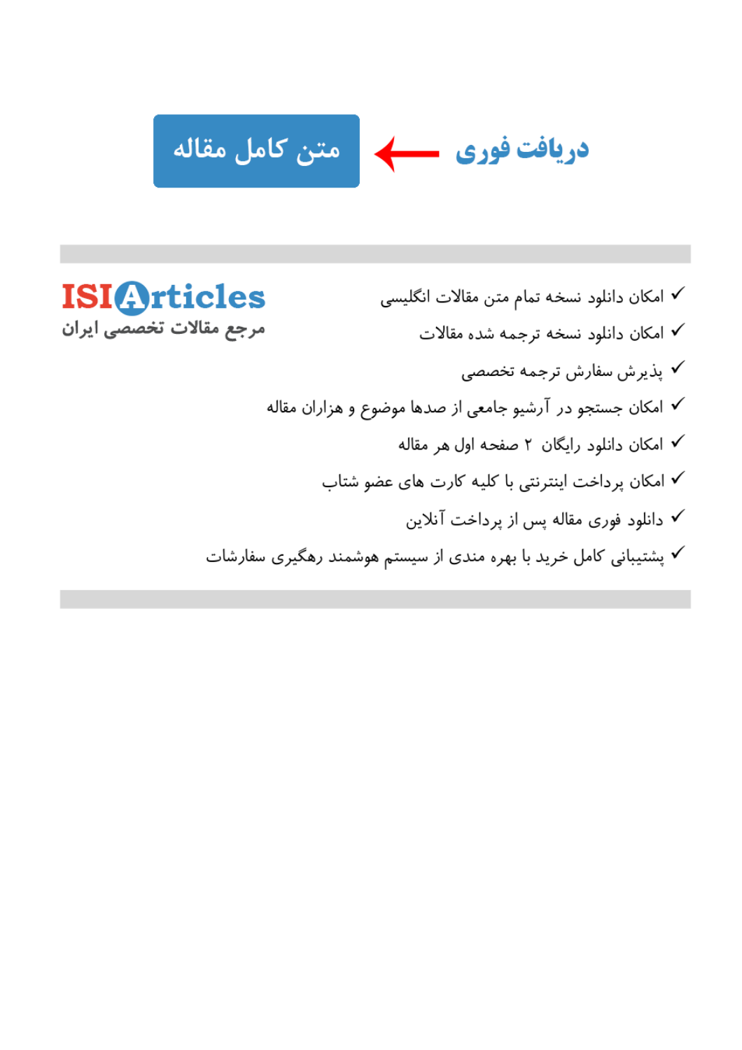دریافت فوری ← متن کامل مقاله

**ISIArticles**
مرجع مقالات تخصصی ایران

- ✓ امکان دانلود نسخه تمام متن مقالات انگلیسی
- ✓ امکان دانلود نسخه ترجمه شده مقالات
- ✓ پذیرش سفارش ترجمه تخصصی
- ✓ امکان جستجو در آرشیو جامعی از صدها موضوع و هزاران مقاله
- ✓ امکان دانلود رایگان ۲ صفحه اول هر مقاله
- ✓ امکان پرداخت اینترنتی با کلیه کارت های عضو شتاب
- ✓ دانلود فوری مقاله پس از پرداخت آنلاین
- ✓ پشتیبانی کامل خرید با بهره مندی از سیستم هوشمند رهگیری سفارشات